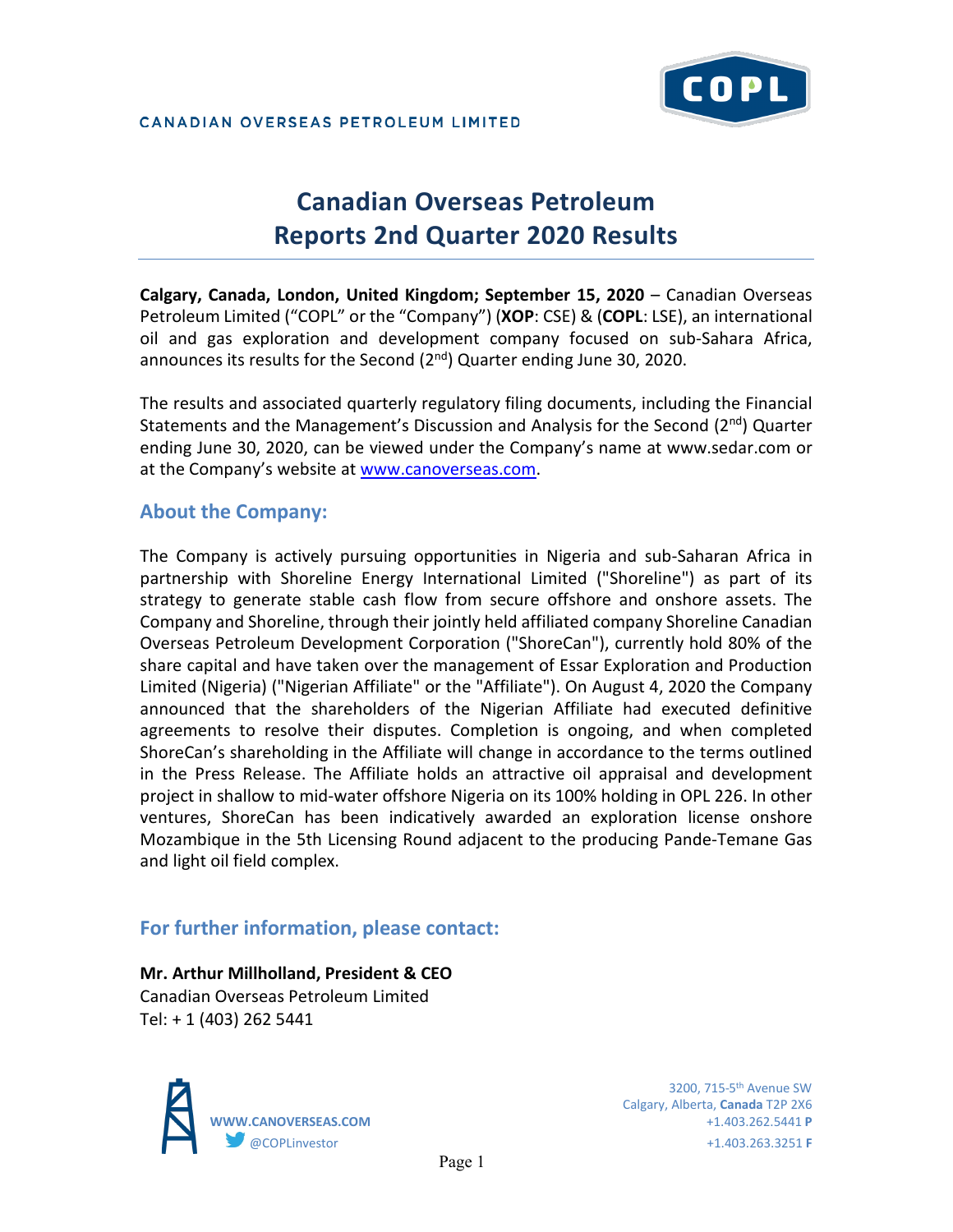CANADIAN OVERSEAS PETROLEUM LIMITED

# Canadian Overseas Petroleum Reports 2nd Quarter 2020 Results

**Calgary, Canada, London, United Kingdom; September 15, 2020** – Canadian Overseas Petroleum Limited ("COPL" or the "Company") (**XOP**: CSE) & (**COPL**: LSE), an international oil and gas exploration and development company focused on sub-Sahara Africa, announces its results for the Second (2nd) Quarter ending June 30, 2020.

The results and associated quarterly regulatory filing documents, including the Financial Statements and the Management's Discussion and Analysis for the Second (2nd) Quarter ending June 30, 2020, can be viewed under the Company's name at www.sedar.com or at the Company's website at www.canoverseas.com.

## About the Company:

The Company is actively pursuing opportunities in Nigeria and sub-Saharan Africa in partnership with Shoreline Energy International Limited ("Shoreline") as part of its strategy to generate stable cash flow from secure offshore and onshore assets. The Company and Shoreline, through their jointly held affiliated company Shoreline Canadian Overseas Petroleum Development Corporation ("ShoreCan"), currently hold 80% of the share capital and have taken over the management of Essar Exploration and Production Limited (Nigeria) ("Nigerian Affiliate" or the "Affiliate"). On August 4, 2020 the Company announced that the shareholders of the Nigerian Affiliate had executed definitive agreements to resolve their disputes. Completion is ongoing, and when completed ShoreCan's shareholding in the Affiliate will change in accordance to the terms outlined in the Press Release. The Affiliate holds an attractive oil appraisal and development project in shallow to mid-water offshore Nigeria on its 100% holding in OPL 226. In other ventures, ShoreCan has been indicatively awarded an exploration license onshore Mozambique in the 5th Licensing Round adjacent to the producing Pande-Temane Gas and light oil field complex.

## For further information, please contact:

**Mr. Arthur Millholland, President & CEO**
Canadian Overseas Petroleum Limited
Tel: + 1 (403) 262 5441

WWW.CANOVERSEAS.COM
@COPLinvestor

3200, 715-5th Avenue SW
Calgary, Alberta, **Canada** T2P 2X6
+1.403.262.5441 **P**
+1.403.263.3251 **F**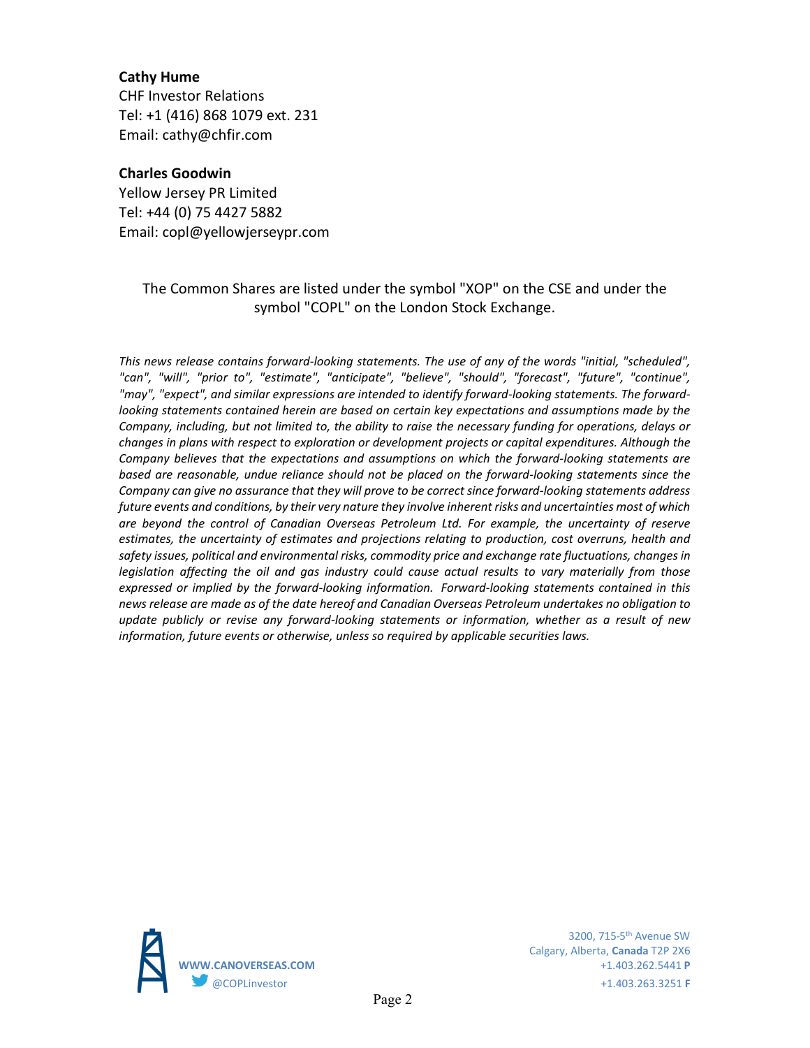**Cathy Hume**
CHF Investor Relations
Tel: +1 (416) 868 1079 ext. 231
Email: cathy@chfir.com

**Charles Goodwin**
Yellow Jersey PR Limited
Tel: +44 (0) 75 4427 5882
Email: copl@yellowjerseypr.com

The Common Shares are listed under the symbol "XOP" on the CSE and under the symbol "COPL" on the London Stock Exchange.

*This news release contains forward-looking statements. The use of any of the words "initial, "scheduled", "can", "will", "prior to", "estimate", "anticipate", "believe", "should", "forecast", "future", "continue", "may", "expect", and similar expressions are intended to identify forward-looking statements. The forward-looking statements contained herein are based on certain key expectations and assumptions made by the Company, including, but not limited to, the ability to raise the necessary funding for operations, delays or changes in plans with respect to exploration or development projects or capital expenditures. Although the Company believes that the expectations and assumptions on which the forward-looking statements are based are reasonable, undue reliance should not be placed on the forward-looking statements since the Company can give no assurance that they will prove to be correct since forward-looking statements address future events and conditions, by their very nature they involve inherent risks and uncertainties most of which are beyond the control of Canadian Overseas Petroleum Ltd. For example, the uncertainty of reserve estimates, the uncertainty of estimates and projections relating to production, cost overruns, health and safety issues, political and environmental risks, commodity price and exchange rate fluctuations, changes in legislation affecting the oil and gas industry could cause actual results to vary materially from those expressed or implied by the forward-looking information. Forward-looking statements contained in this news release are made as of the date hereof and Canadian Overseas Petroleum undertakes no obligation to update publicly or revise any forward-looking statements or information, whether as a result of new information, future events or otherwise, unless so required by applicable securities laws.*

**WWW.CANOVERSEAS.COM**
@COPLinvestor

3200, 715-5th Avenue SW
Calgary, Alberta, **Canada** T2P 2X6
+1.403.262.5441 **P**
+1.403.263.3251 **F**